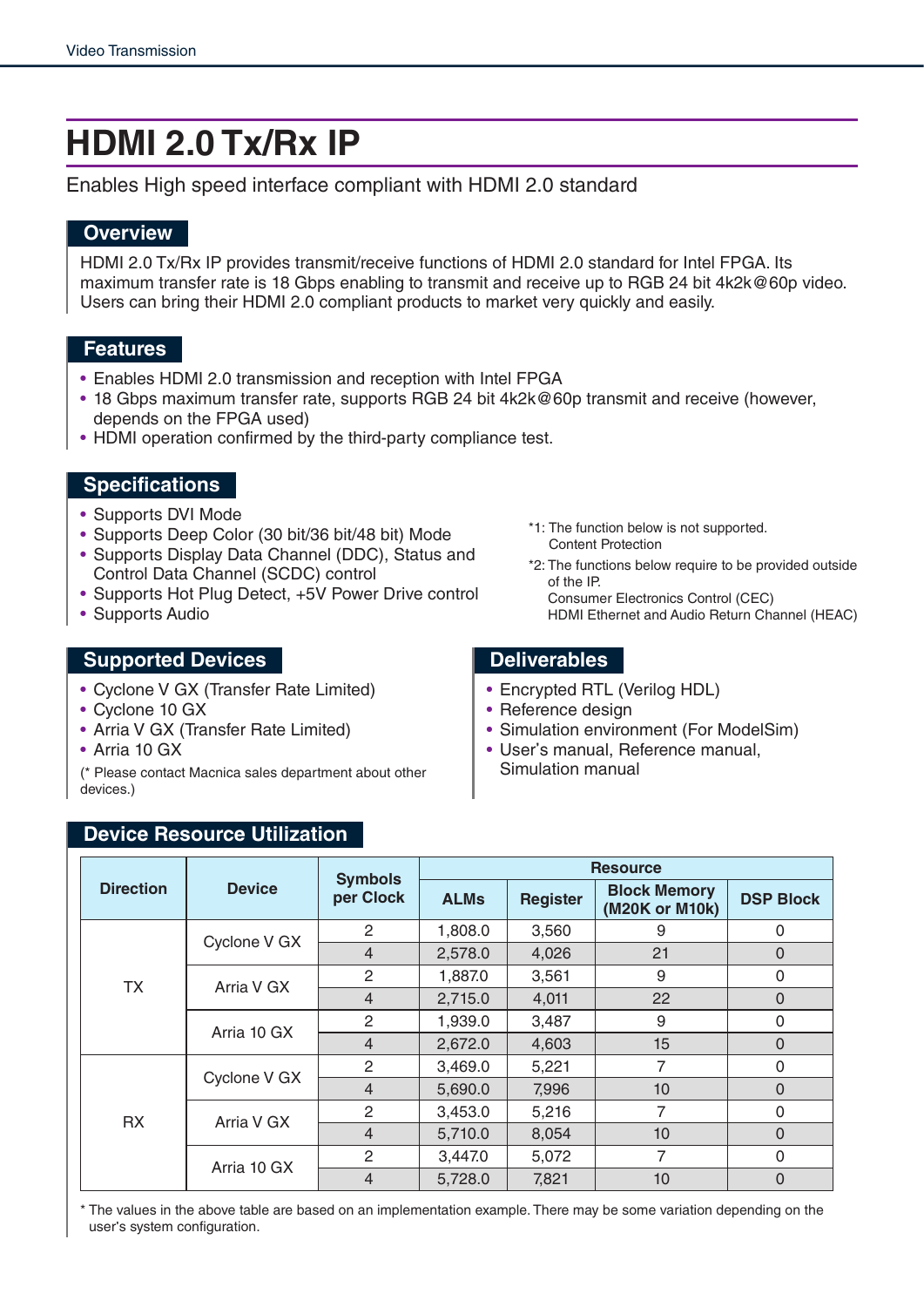# HDMI 2.0 Tx/Rx IP

Enables High speed interface compliant with HDMI 2.0 standard

## Overview

HDMI 2.0 Tx/Rx IP provides transmit/receive functions of HDMI 2.0 standard for Intel FPGA. Its maximum transfer rate is 18 Gbps enabling to transmit and receive up to RGB 24 bit 4k2k@60p video. Users can bring their HDMI 2.0 compliant products to market very quickly and easily.

## Features

- Enables HDMI 2.0 transmission and reception with Intel FPGA
- 18 Gbps maximum transfer rate, supports RGB 24 bit 4k2k@60p transmit and receive (however, depends on the FPGA used)
- HDMI operation confirmed by the third-party compliance test.

## Specifications

- Supports DVI Mode
- Supports Deep Color (30 bit/36 bit/48 bit) Mode
- Supports Display Data Channel (DDC), Status and Control Data Channel (SCDC) control
- Supports Hot Plug Detect, +5V Power Drive control
- Supports Audio

*1: The function below is not supported.
Content Protection

*2: The functions below require to be provided outside of the IP.
Consumer Electronics Control (CEC)
HDMI Ethernet and Audio Return Channel (HEAC)

## Supported Devices

- Cyclone V GX (Transfer Rate Limited)
- Cyclone 10 GX
- Arria V GX (Transfer Rate Limited)
- Arria 10 GX

(* Please contact Macnica sales department about other devices.)

## Deliverables

- Encrypted RTL (Verilog HDL)
- Reference design
- Simulation environment (For ModelSim)
- User's manual, Reference manual, Simulation manual

## Device Resource Utilization

| Direction | Device | Symbols per Clock | Resource | | | |
|---|---|---|---|---|---|---|
| | | | ALMs | Register | Block Memory (M20K or M10k) | DSP Block |
| TX | Cyclone V GX | 2 | 1,808.0 | 3,560 | 9 | 0 |
| | | 4 | 2,578.0 | 4,026 | 21 | 0 |
| | Arria V GX | 2 | 1,887.0 | 3,561 | 9 | 0 |
| | | 4 | 2,715.0 | 4,011 | 22 | 0 |
| | Arria 10 GX | 2 | 1,939.0 | 3,487 | 9 | 0 |
| | | 4 | 2,672.0 | 4,603 | 15 | 0 |
| RX | Cyclone V GX | 2 | 3,469.0 | 5,221 | 7 | 0 |
| | | 4 | 5,690.0 | 7,996 | 10 | 0 |
| | Arria V GX | 2 | 3,453.0 | 5,216 | 7 | 0 |
| | | 4 | 5,710.0 | 8,054 | 10 | 0 |
| | Arria 10 GX | 2 | 3,447.0 | 5,072 | 7 | 0 |
| | | 4 | 5,728.0 | 7,821 | 10 | 0 |

* The values in the above table are based on an implementation example. There may be some variation depending on the user's system configuration.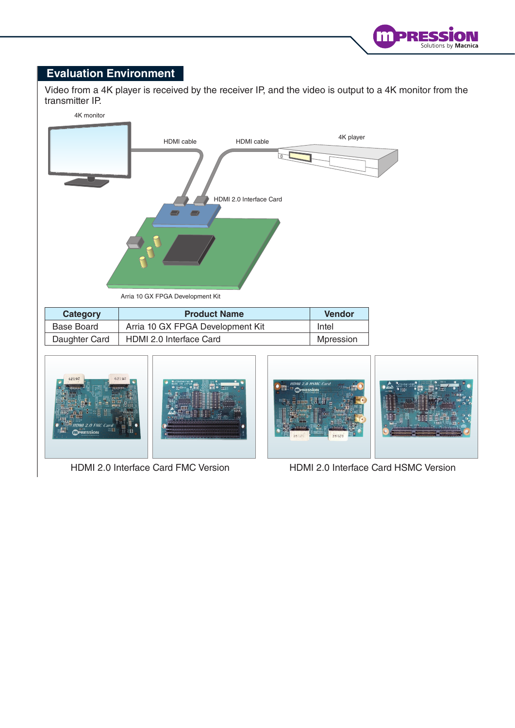## Evaluation Environment

Video from a 4K player is received by the receiver IP, and the video is output to a 4K monitor from the transmitter IP.

4K monitor

HDMI cable

HDMI cable

4K player

HDMI 2.0 Interface Card

Arria 10 GX FPGA Development Kit

| Category | Product Name | Vendor |
|---|---|---|
| Base Board | Arria 10 GX FPGA Development Kit | Intel |
| Daughter Card | HDMI 2.0 Interface Card | Mpression |

HDMI 2.0 Interface Card FMC Version

HDMI 2.0 Interface Card HSMC Version